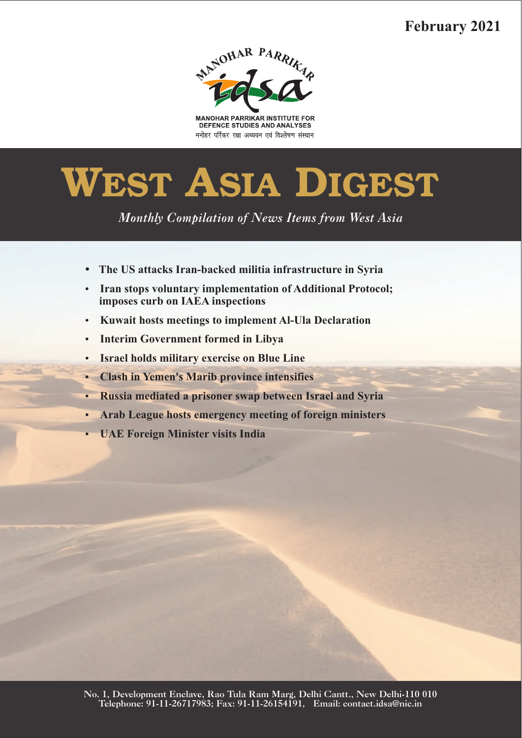February 2021

MANOHAR PARRIKAR

idsa

MANOHAR PARRIKAR INSTITUTE FOR DEFENCE STUDIES AND ANALYSES

मनोहर पर्रिकर रक्षा अध्ययन एवं विश्लेषण संस्थान

# WEST ASIA DIGEST

*Monthly Compilation of News Items from West Asia*

- **The US attacks Iran-backed militia infrastructure in Syria**
- **Iran stops voluntary implementation of Additional Protocol; imposes curb on IAEA inspections**
- **Kuwait hosts meetings to implement Al-Ula Declaration**
- **Interim Government formed in Libya**
- **Israel holds military exercise on Blue Line**
- **Clash in Yemen's Marib province intensifies**
- **Russia mediated a prisoner swap between Israel and Syria**
- **Arab League hosts emergency meeting of foreign ministers**
- **UAE Foreign Minister visits India**

No. 1, Development Enclave, Rao Tula Ram Marg, Delhi Cantt., New Delhi-110 010
Telephone: 91-11-26717983; Fax: 91-11-26154191, Email: contact.idsa@nic.in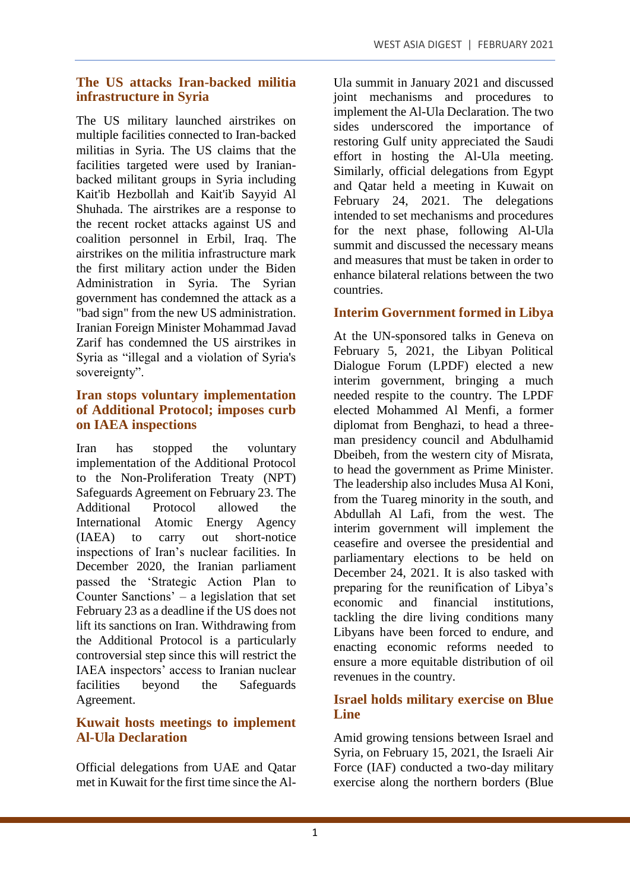## The US attacks Iran-backed militia infrastructure in Syria

The US military launched airstrikes on multiple facilities connected to Iran-backed militias in Syria. The US claims that the facilities targeted were used by Iranian-backed militant groups in Syria including Kait'ib Hezbollah and Kait'ib Sayyid Al Shuhada. The airstrikes are a response to the recent rocket attacks against US and coalition personnel in Erbil, Iraq. The airstrikes on the militia infrastructure mark the first military action under the Biden Administration in Syria. The Syrian government has condemned the attack as a "bad sign" from the new US administration. Iranian Foreign Minister Mohammad Javad Zarif has condemned the US airstrikes in Syria as "illegal and a violation of Syria's sovereignty".

## Iran stops voluntary implementation of Additional Protocol; imposes curb on IAEA inspections

Iran has stopped the voluntary implementation of the Additional Protocol to the Non-Proliferation Treaty (NPT) Safeguards Agreement on February 23. The Additional Protocol allowed the International Atomic Energy Agency (IAEA) to carry out short-notice inspections of Iran's nuclear facilities. In December 2020, the Iranian parliament passed the 'Strategic Action Plan to Counter Sanctions' – a legislation that set February 23 as a deadline if the US does not lift its sanctions on Iran. Withdrawing from the Additional Protocol is a particularly controversial step since this will restrict the IAEA inspectors' access to Iranian nuclear facilities beyond the Safeguards Agreement.

## Kuwait hosts meetings to implement Al-Ula Declaration

Official delegations from UAE and Qatar met in Kuwait for the first time since the Al-Ula summit in January 2021 and discussed joint mechanisms and procedures to implement the Al-Ula Declaration. The two sides underscored the importance of restoring Gulf unity appreciated the Saudi effort in hosting the Al-Ula meeting. Similarly, official delegations from Egypt and Qatar held a meeting in Kuwait on February 24, 2021. The delegations intended to set mechanisms and procedures for the next phase, following Al-Ula summit and discussed the necessary means and measures that must be taken in order to enhance bilateral relations between the two countries.

## Interim Government formed in Libya

At the UN-sponsored talks in Geneva on February 5, 2021, the Libyan Political Dialogue Forum (LPDF) elected a new interim government, bringing a much needed respite to the country. The LPDF elected Mohammed Al Menfi, a former diplomat from Benghazi, to head a three-man presidency council and Abdulhamid Dbeibeh, from the western city of Misrata, to head the government as Prime Minister. The leadership also includes Musa Al Koni, from the Tuareg minority in the south, and Abdullah Al Lafi, from the west. The interim government will implement the ceasefire and oversee the presidential and parliamentary elections to be held on December 24, 2021. It is also tasked with preparing for the reunification of Libya's economic and financial institutions, tackling the dire living conditions many Libyans have been forced to endure, and enacting economic reforms needed to ensure a more equitable distribution of oil revenues in the country.

## Israel holds military exercise on Blue Line

Amid growing tensions between Israel and Syria, on February 15, 2021, the Israeli Air Force (IAF) conducted a two-day military exercise along the northern borders (Blue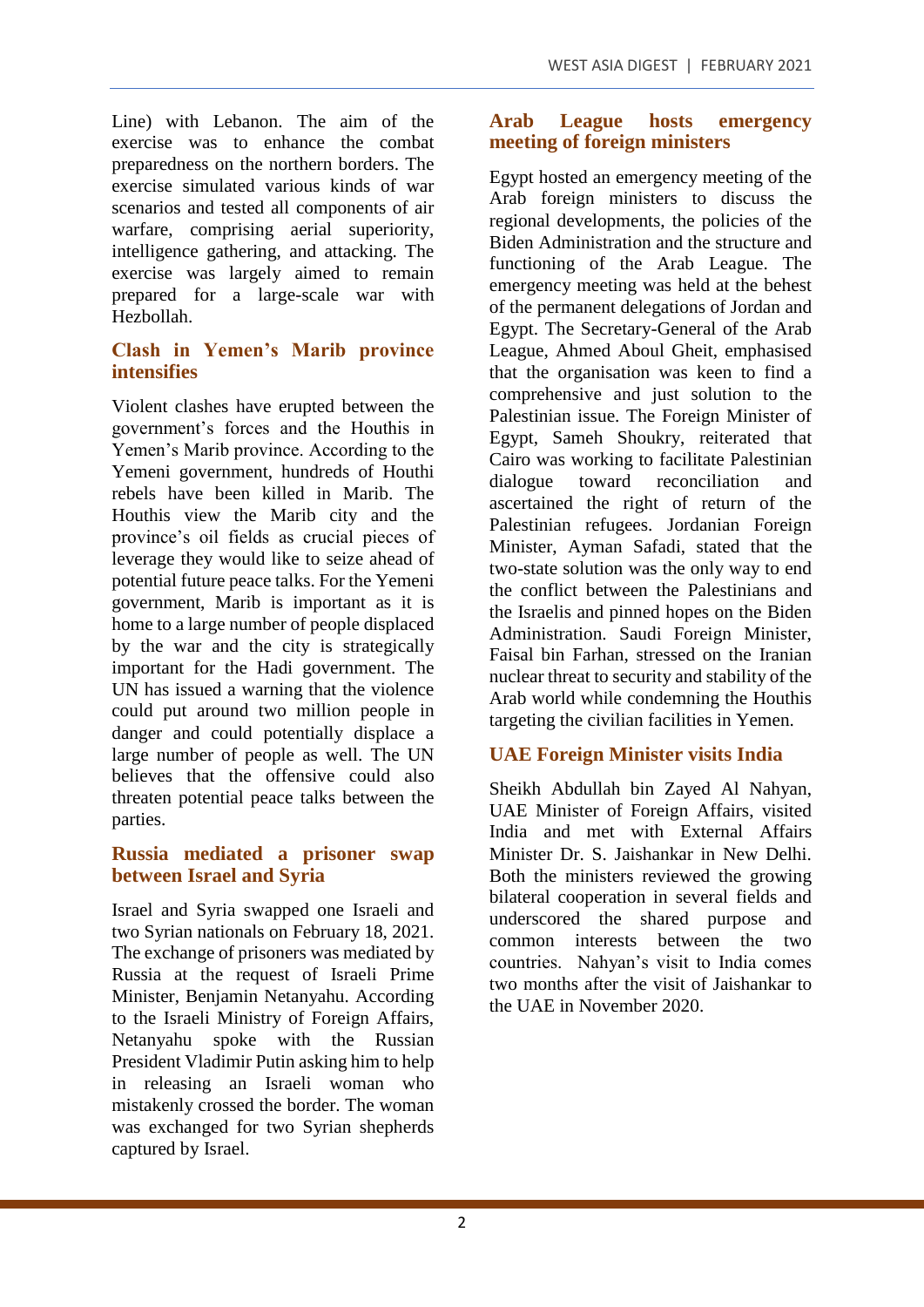Line) with Lebanon. The aim of the exercise was to enhance the combat preparedness on the northern borders. The exercise simulated various kinds of war scenarios and tested all components of air warfare, comprising aerial superiority, intelligence gathering, and attacking. The exercise was largely aimed to remain prepared for a large-scale war with Hezbollah.

## Clash in Yemen's Marib province intensifies

Violent clashes have erupted between the government's forces and the Houthis in Yemen's Marib province. According to the Yemeni government, hundreds of Houthi rebels have been killed in Marib. The Houthis view the Marib city and the province's oil fields as crucial pieces of leverage they would like to seize ahead of potential future peace talks. For the Yemeni government, Marib is important as it is home to a large number of people displaced by the war and the city is strategically important for the Hadi government. The UN has issued a warning that the violence could put around two million people in danger and could potentially displace a large number of people as well. The UN believes that the offensive could also threaten potential peace talks between the parties.

## Russia mediated a prisoner swap between Israel and Syria

Israel and Syria swapped one Israeli and two Syrian nationals on February 18, 2021. The exchange of prisoners was mediated by Russia at the request of Israeli Prime Minister, Benjamin Netanyahu. According to the Israeli Ministry of Foreign Affairs, Netanyahu spoke with the Russian President Vladimir Putin asking him to help in releasing an Israeli woman who mistakenly crossed the border. The woman was exchanged for two Syrian shepherds captured by Israel.

## Arab League hosts emergency meeting of foreign ministers

Egypt hosted an emergency meeting of the Arab foreign ministers to discuss the regional developments, the policies of the Biden Administration and the structure and functioning of the Arab League. The emergency meeting was held at the behest of the permanent delegations of Jordan and Egypt. The Secretary-General of the Arab League, Ahmed Aboul Gheit, emphasised that the organisation was keen to find a comprehensive and just solution to the Palestinian issue. The Foreign Minister of Egypt, Sameh Shoukry, reiterated that Cairo was working to facilitate Palestinian dialogue toward reconciliation and ascertained the right of return of the Palestinian refugees. Jordanian Foreign Minister, Ayman Safadi, stated that the two-state solution was the only way to end the conflict between the Palestinians and the Israelis and pinned hopes on the Biden Administration. Saudi Foreign Minister, Faisal bin Farhan, stressed on the Iranian nuclear threat to security and stability of the Arab world while condemning the Houthis targeting the civilian facilities in Yemen.

## UAE Foreign Minister visits India

Sheikh Abdullah bin Zayed Al Nahyan, UAE Minister of Foreign Affairs, visited India and met with External Affairs Minister Dr. S. Jaishankar in New Delhi. Both the ministers reviewed the growing bilateral cooperation in several fields and underscored the shared purpose and common interests between the two countries. Nahyan's visit to India comes two months after the visit of Jaishankar to the UAE in November 2020.